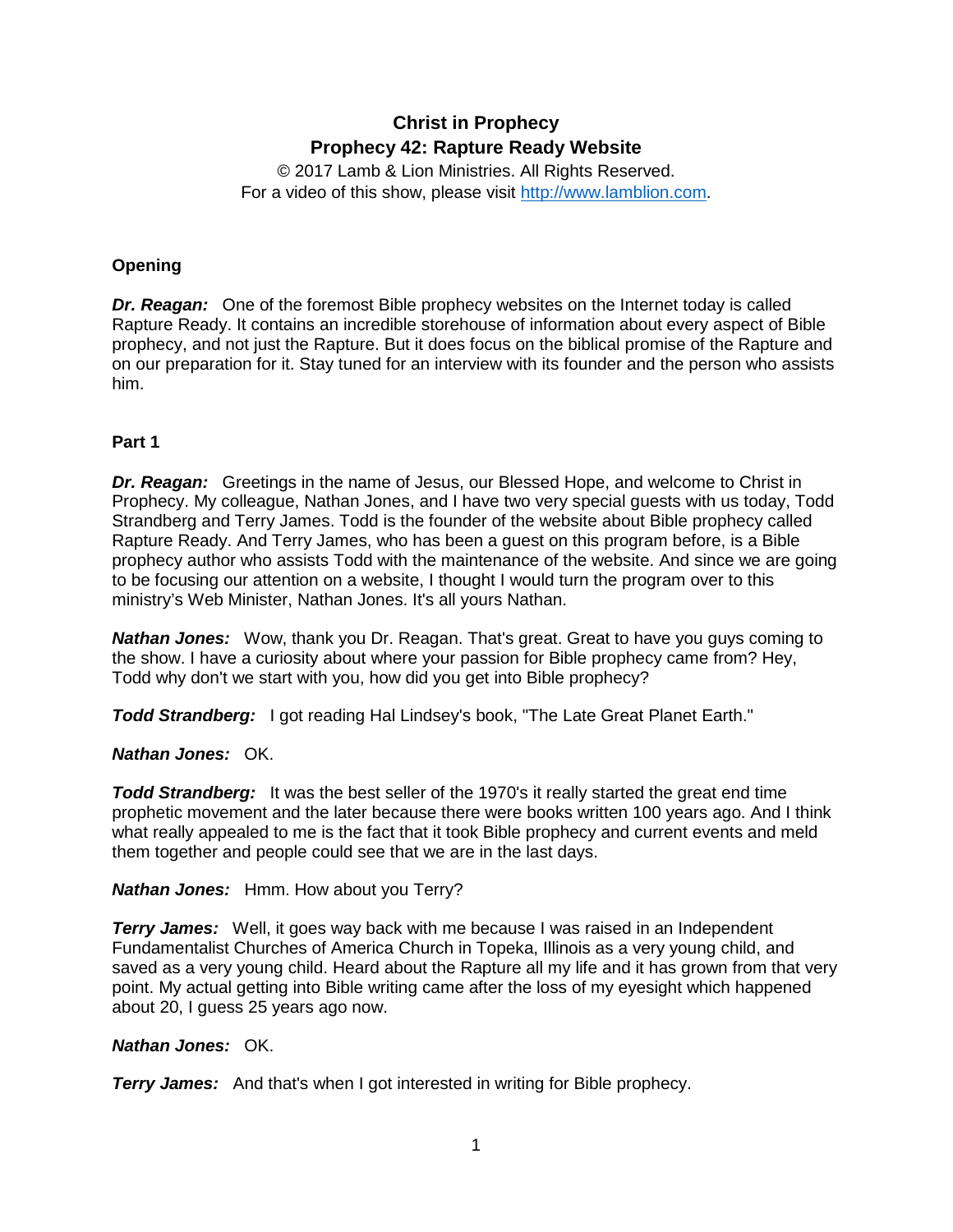# Christ in Prophecy

## Prophecy 42: Rapture Ready Website

© 2017 Lamb & Lion Ministries. All Rights Reserved.
For a video of this show, please visit http://www.lamblion.com.

### Opening

***Dr. Reagan:*** One of the foremost Bible prophecy websites on the Internet today is called Rapture Ready. It contains an incredible storehouse of information about every aspect of Bible prophecy, and not just the Rapture. But it does focus on the biblical promise of the Rapture and on our preparation for it. Stay tuned for an interview with its founder and the person who assists him.

### Part 1

***Dr. Reagan:*** Greetings in the name of Jesus, our Blessed Hope, and welcome to Christ in Prophecy. My colleague, Nathan Jones, and I have two very special guests with us today, Todd Strandberg and Terry James. Todd is the founder of the website about Bible prophecy called Rapture Ready. And Terry James, who has been a guest on this program before, is a Bible prophecy author who assists Todd with the maintenance of the website. And since we are going to be focusing our attention on a website, I thought I would turn the program over to this ministry's Web Minister, Nathan Jones. It's all yours Nathan.

***Nathan Jones:*** Wow, thank you Dr. Reagan. That's great. Great to have you guys coming to the show. I have a curiosity about where your passion for Bible prophecy came from? Hey, Todd why don't we start with you, how did you get into Bible prophecy?

***Todd Strandberg:*** I got reading Hal Lindsey's book, "The Late Great Planet Earth."

***Nathan Jones:*** OK.

***Todd Strandberg:*** It was the best seller of the 1970's it really started the great end time prophetic movement and the later because there were books written 100 years ago. And I think what really appealed to me is the fact that it took Bible prophecy and current events and meld them together and people could see that we are in the last days.

***Nathan Jones:*** Hmm. How about you Terry?

***Terry James:*** Well, it goes way back with me because I was raised in an Independent Fundamentalist Churches of America Church in Topeka, Illinois as a very young child, and saved as a very young child. Heard about the Rapture all my life and it has grown from that very point. My actual getting into Bible writing came after the loss of my eyesight which happened about 20, I guess 25 years ago now.

***Nathan Jones:*** OK.

***Terry James:*** And that's when I got interested in writing for Bible prophecy.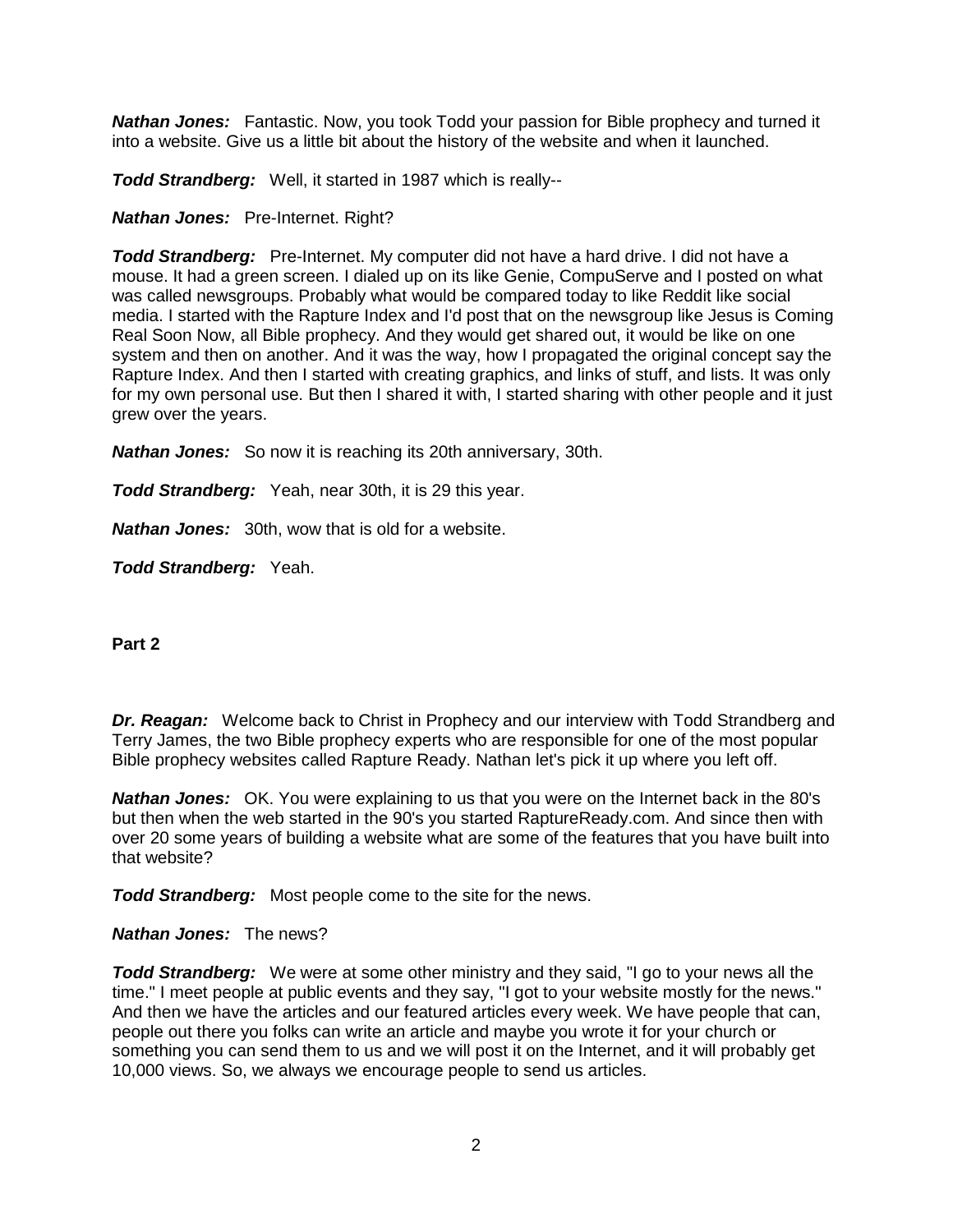***Nathan Jones:*** Fantastic. Now, you took Todd your passion for Bible prophecy and turned it into a website. Give us a little bit about the history of the website and when it launched.

***Todd Strandberg:*** Well, it started in 1987 which is really--

***Nathan Jones:*** Pre-Internet. Right?

***Todd Strandberg:*** Pre-Internet. My computer did not have a hard drive. I did not have a mouse. It had a green screen. I dialed up on its like Genie, CompuServe and I posted on what was called newsgroups. Probably what would be compared today to like Reddit like social media. I started with the Rapture Index and I'd post that on the newsgroup like Jesus is Coming Real Soon Now, all Bible prophecy. And they would get shared out, it would be like on one system and then on another. And it was the way, how I propagated the original concept say the Rapture Index. And then I started with creating graphics, and links of stuff, and lists. It was only for my own personal use. But then I shared it with, I started sharing with other people and it just grew over the years.

***Nathan Jones:*** So now it is reaching its 20th anniversary, 30th.

***Todd Strandberg:*** Yeah, near 30th, it is 29 this year.

***Nathan Jones:*** 30th, wow that is old for a website.

***Todd Strandberg:*** Yeah.

**Part 2**

***Dr. Reagan:*** Welcome back to Christ in Prophecy and our interview with Todd Strandberg and Terry James, the two Bible prophecy experts who are responsible for one of the most popular Bible prophecy websites called Rapture Ready. Nathan let's pick it up where you left off.

***Nathan Jones:*** OK. You were explaining to us that you were on the Internet back in the 80's but then when the web started in the 90's you started RaptureReady.com. And since then with over 20 some years of building a website what are some of the features that you have built into that website?

***Todd Strandberg:*** Most people come to the site for the news.

***Nathan Jones:*** The news?

***Todd Strandberg:*** We were at some other ministry and they said, "I go to your news all the time." I meet people at public events and they say, "I got to your website mostly for the news." And then we have the articles and our featured articles every week. We have people that can, people out there you folks can write an article and maybe you wrote it for your church or something you can send them to us and we will post it on the Internet, and it will probably get 10,000 views. So, we always we encourage people to send us articles.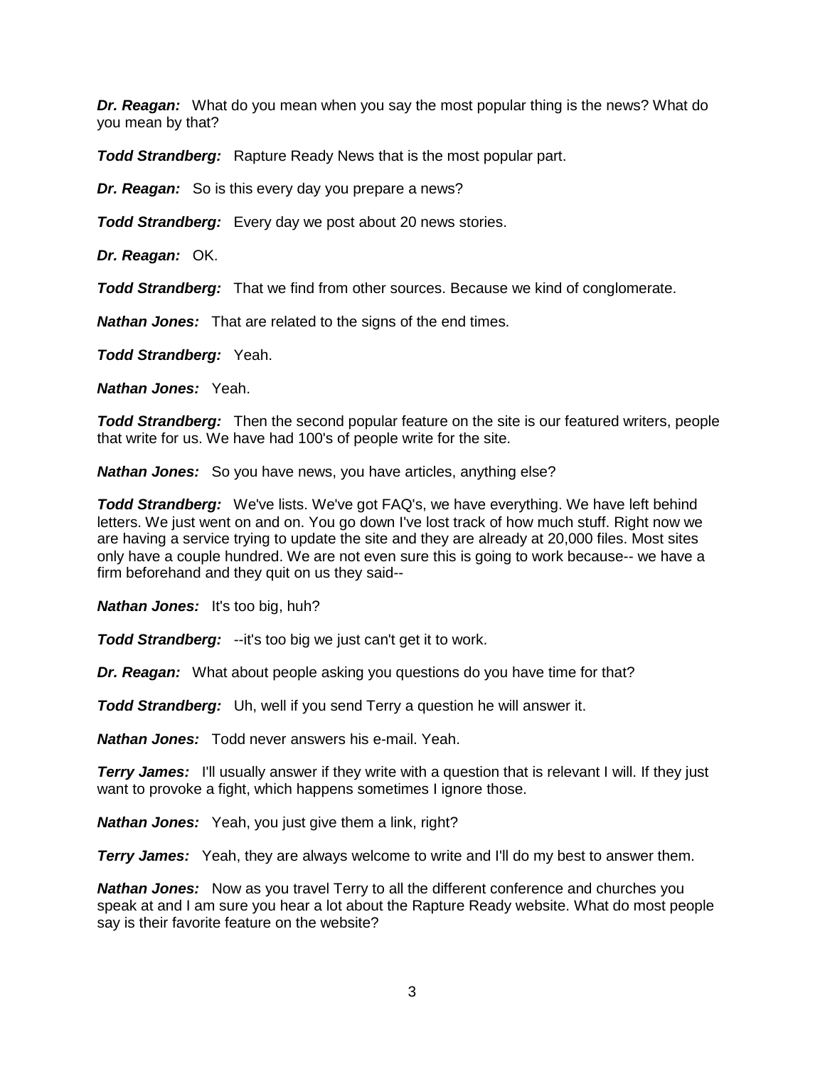***Dr. Reagan:*** What do you mean when you say the most popular thing is the news? What do you mean by that?

***Todd Strandberg:*** Rapture Ready News that is the most popular part.

***Dr. Reagan:*** So is this every day you prepare a news?

***Todd Strandberg:*** Every day we post about 20 news stories.

***Dr. Reagan:*** OK.

***Todd Strandberg:*** That we find from other sources. Because we kind of conglomerate.

***Nathan Jones:*** That are related to the signs of the end times.

***Todd Strandberg:*** Yeah.

***Nathan Jones:*** Yeah.

***Todd Strandberg:*** Then the second popular feature on the site is our featured writers, people that write for us. We have had 100's of people write for the site.

***Nathan Jones:*** So you have news, you have articles, anything else?

***Todd Strandberg:*** We've lists. We've got FAQ's, we have everything. We have left behind letters. We just went on and on. You go down I've lost track of how much stuff. Right now we are having a service trying to update the site and they are already at 20,000 files. Most sites only have a couple hundred. We are not even sure this is going to work because-- we have a firm beforehand and they quit on us they said--

***Nathan Jones:*** It's too big, huh?

***Todd Strandberg:*** --it's too big we just can't get it to work.

***Dr. Reagan:*** What about people asking you questions do you have time for that?

***Todd Strandberg:*** Uh, well if you send Terry a question he will answer it.

***Nathan Jones:*** Todd never answers his e-mail. Yeah.

***Terry James:*** I'll usually answer if they write with a question that is relevant I will. If they just want to provoke a fight, which happens sometimes I ignore those.

***Nathan Jones:*** Yeah, you just give them a link, right?

***Terry James:*** Yeah, they are always welcome to write and I'll do my best to answer them.

***Nathan Jones:*** Now as you travel Terry to all the different conference and churches you speak at and I am sure you hear a lot about the Rapture Ready website. What do most people say is their favorite feature on the website?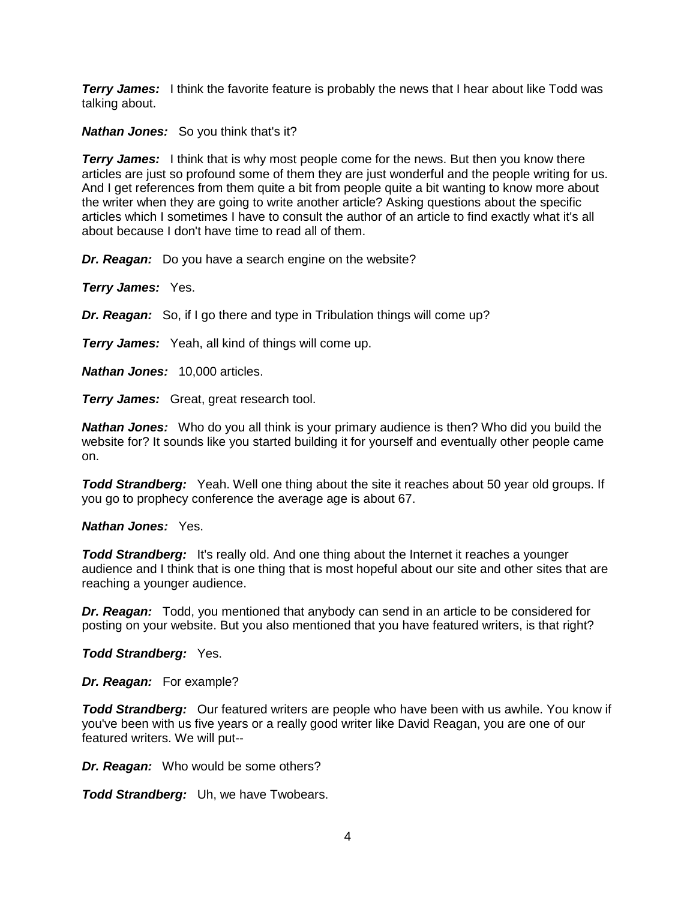***Terry James:*** I think the favorite feature is probably the news that I hear about like Todd was talking about.

***Nathan Jones:*** So you think that's it?

***Terry James:*** I think that is why most people come for the news. But then you know there articles are just so profound some of them they are just wonderful and the people writing for us. And I get references from them quite a bit from people quite a bit wanting to know more about the writer when they are going to write another article? Asking questions about the specific articles which I sometimes I have to consult the author of an article to find exactly what it's all about because I don't have time to read all of them.

***Dr. Reagan:*** Do you have a search engine on the website?

***Terry James:*** Yes.

***Dr. Reagan:*** So, if I go there and type in Tribulation things will come up?

***Terry James:*** Yeah, all kind of things will come up.

***Nathan Jones:*** 10,000 articles.

***Terry James:*** Great, great research tool.

***Nathan Jones:*** Who do you all think is your primary audience is then? Who did you build the website for? It sounds like you started building it for yourself and eventually other people came on.

***Todd Strandberg:*** Yeah. Well one thing about the site it reaches about 50 year old groups. If you go to prophecy conference the average age is about 67.

***Nathan Jones:*** Yes.

***Todd Strandberg:*** It's really old. And one thing about the Internet it reaches a younger audience and I think that is one thing that is most hopeful about our site and other sites that are reaching a younger audience.

***Dr. Reagan:*** Todd, you mentioned that anybody can send in an article to be considered for posting on your website. But you also mentioned that you have featured writers, is that right?

***Todd Strandberg:*** Yes.

***Dr. Reagan:*** For example?

***Todd Strandberg:*** Our featured writers are people who have been with us awhile. You know if you've been with us five years or a really good writer like David Reagan, you are one of our featured writers. We will put--

***Dr. Reagan:*** Who would be some others?

***Todd Strandberg:*** Uh, we have Twobears.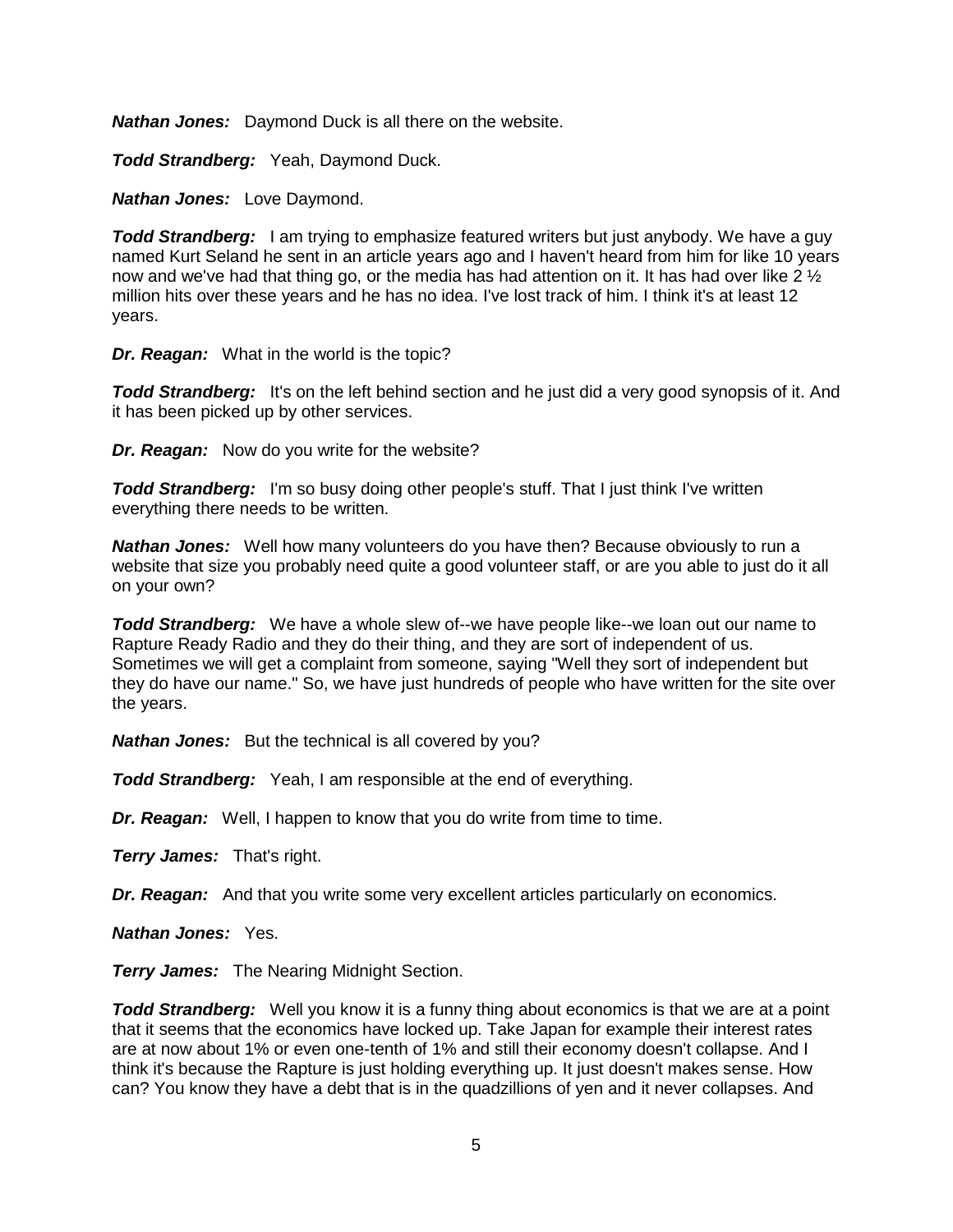***Nathan Jones:*** Daymond Duck is all there on the website.

***Todd Strandberg:*** Yeah, Daymond Duck.

***Nathan Jones:*** Love Daymond.

***Todd Strandberg:*** I am trying to emphasize featured writers but just anybody. We have a guy named Kurt Seland he sent in an article years ago and I haven't heard from him for like 10 years now and we've had that thing go, or the media has had attention on it. It has had over like 2 ½ million hits over these years and he has no idea. I've lost track of him. I think it's at least 12 years.

***Dr. Reagan:*** What in the world is the topic?

***Todd Strandberg:*** It's on the left behind section and he just did a very good synopsis of it. And it has been picked up by other services.

***Dr. Reagan:*** Now do you write for the website?

***Todd Strandberg:*** I'm so busy doing other people's stuff. That I just think I've written everything there needs to be written.

***Nathan Jones:*** Well how many volunteers do you have then? Because obviously to run a website that size you probably need quite a good volunteer staff, or are you able to just do it all on your own?

***Todd Strandberg:*** We have a whole slew of--we have people like--we loan out our name to Rapture Ready Radio and they do their thing, and they are sort of independent of us. Sometimes we will get a complaint from someone, saying "Well they sort of independent but they do have our name." So, we have just hundreds of people who have written for the site over the years.

***Nathan Jones:*** But the technical is all covered by you?

***Todd Strandberg:*** Yeah, I am responsible at the end of everything.

***Dr. Reagan:*** Well, I happen to know that you do write from time to time.

***Terry James:*** That's right.

***Dr. Reagan:*** And that you write some very excellent articles particularly on economics.

***Nathan Jones:*** Yes.

***Terry James:*** The Nearing Midnight Section.

***Todd Strandberg:*** Well you know it is a funny thing about economics is that we are at a point that it seems that the economics have locked up. Take Japan for example their interest rates are at now about 1% or even one-tenth of 1% and still their economy doesn't collapse. And I think it's because the Rapture is just holding everything up. It just doesn't makes sense. How can? You know they have a debt that is in the quadzillions of yen and it never collapses. And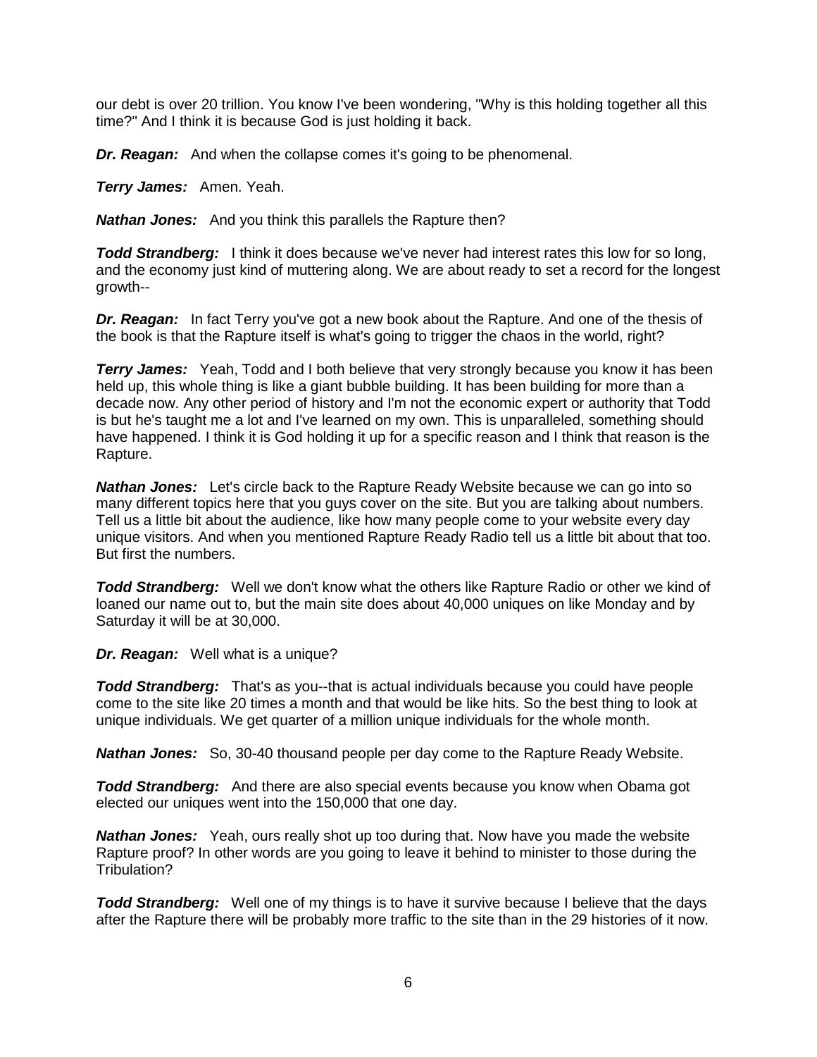our debt is over 20 trillion. You know I've been wondering, "Why is this holding together all this time?" And I think it is because God is just holding it back.

***Dr. Reagan:*** And when the collapse comes it's going to be phenomenal.

***Terry James:*** Amen. Yeah.

***Nathan Jones:*** And you think this parallels the Rapture then?

***Todd Strandberg:*** I think it does because we've never had interest rates this low for so long, and the economy just kind of muttering along. We are about ready to set a record for the longest growth--

***Dr. Reagan:*** In fact Terry you've got a new book about the Rapture. And one of the thesis of the book is that the Rapture itself is what's going to trigger the chaos in the world, right?

***Terry James:*** Yeah, Todd and I both believe that very strongly because you know it has been held up, this whole thing is like a giant bubble building. It has been building for more than a decade now. Any other period of history and I'm not the economic expert or authority that Todd is but he's taught me a lot and I've learned on my own. This is unparalleled, something should have happened. I think it is God holding it up for a specific reason and I think that reason is the Rapture.

***Nathan Jones:*** Let's circle back to the Rapture Ready Website because we can go into so many different topics here that you guys cover on the site. But you are talking about numbers. Tell us a little bit about the audience, like how many people come to your website every day unique visitors. And when you mentioned Rapture Ready Radio tell us a little bit about that too. But first the numbers.

***Todd Strandberg:*** Well we don't know what the others like Rapture Radio or other we kind of loaned our name out to, but the main site does about 40,000 uniques on like Monday and by Saturday it will be at 30,000.

***Dr. Reagan:*** Well what is a unique?

***Todd Strandberg:*** That's as you--that is actual individuals because you could have people come to the site like 20 times a month and that would be like hits. So the best thing to look at unique individuals. We get quarter of a million unique individuals for the whole month.

***Nathan Jones:*** So, 30-40 thousand people per day come to the Rapture Ready Website.

***Todd Strandberg:*** And there are also special events because you know when Obama got elected our uniques went into the 150,000 that one day.

***Nathan Jones:*** Yeah, ours really shot up too during that. Now have you made the website Rapture proof? In other words are you going to leave it behind to minister to those during the Tribulation?

***Todd Strandberg:*** Well one of my things is to have it survive because I believe that the days after the Rapture there will be probably more traffic to the site than in the 29 histories of it now.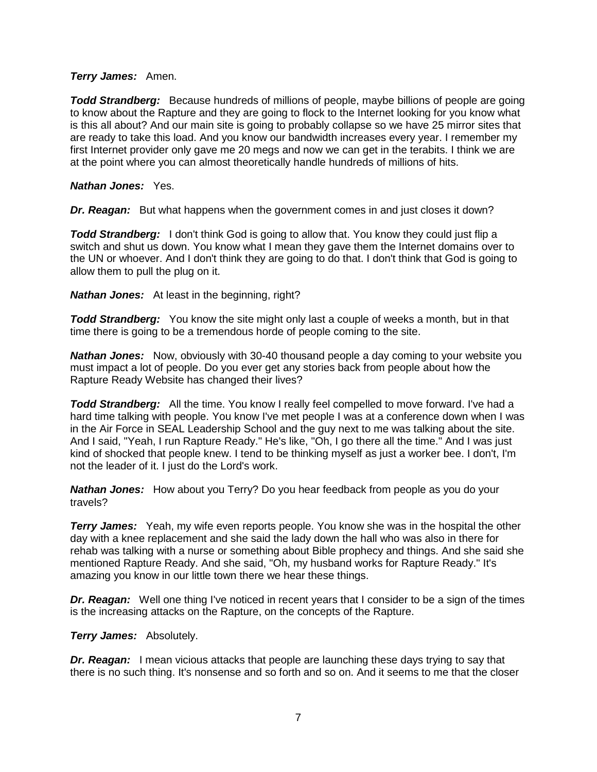***Terry James:*** Amen.

***Todd Strandberg:*** Because hundreds of millions of people, maybe billions of people are going to know about the Rapture and they are going to flock to the Internet looking for you know what is this all about? And our main site is going to probably collapse so we have 25 mirror sites that are ready to take this load. And you know our bandwidth increases every year. I remember my first Internet provider only gave me 20 megs and now we can get in the terabits. I think we are at the point where you can almost theoretically handle hundreds of millions of hits.

***Nathan Jones:*** Yes.

***Dr. Reagan:*** But what happens when the government comes in and just closes it down?

***Todd Strandberg:*** I don't think God is going to allow that. You know they could just flip a switch and shut us down. You know what I mean they gave them the Internet domains over to the UN or whoever. And I don't think they are going to do that. I don't think that God is going to allow them to pull the plug on it.

***Nathan Jones:*** At least in the beginning, right?

***Todd Strandberg:*** You know the site might only last a couple of weeks a month, but in that time there is going to be a tremendous horde of people coming to the site.

***Nathan Jones:*** Now, obviously with 30-40 thousand people a day coming to your website you must impact a lot of people. Do you ever get any stories back from people about how the Rapture Ready Website has changed their lives?

***Todd Strandberg:*** All the time. You know I really feel compelled to move forward. I've had a hard time talking with people. You know I've met people I was at a conference down when I was in the Air Force in SEAL Leadership School and the guy next to me was talking about the site. And I said, "Yeah, I run Rapture Ready." He's like, "Oh, I go there all the time." And I was just kind of shocked that people knew. I tend to be thinking myself as just a worker bee. I don't, I'm not the leader of it. I just do the Lord's work.

***Nathan Jones:*** How about you Terry? Do you hear feedback from people as you do your travels?

***Terry James:*** Yeah, my wife even reports people. You know she was in the hospital the other day with a knee replacement and she said the lady down the hall who was also in there for rehab was talking with a nurse or something about Bible prophecy and things. And she said she mentioned Rapture Ready. And she said, "Oh, my husband works for Rapture Ready." It's amazing you know in our little town there we hear these things.

***Dr. Reagan:*** Well one thing I've noticed in recent years that I consider to be a sign of the times is the increasing attacks on the Rapture, on the concepts of the Rapture.

***Terry James:*** Absolutely.

***Dr. Reagan:*** I mean vicious attacks that people are launching these days trying to say that there is no such thing. It's nonsense and so forth and so on. And it seems to me that the closer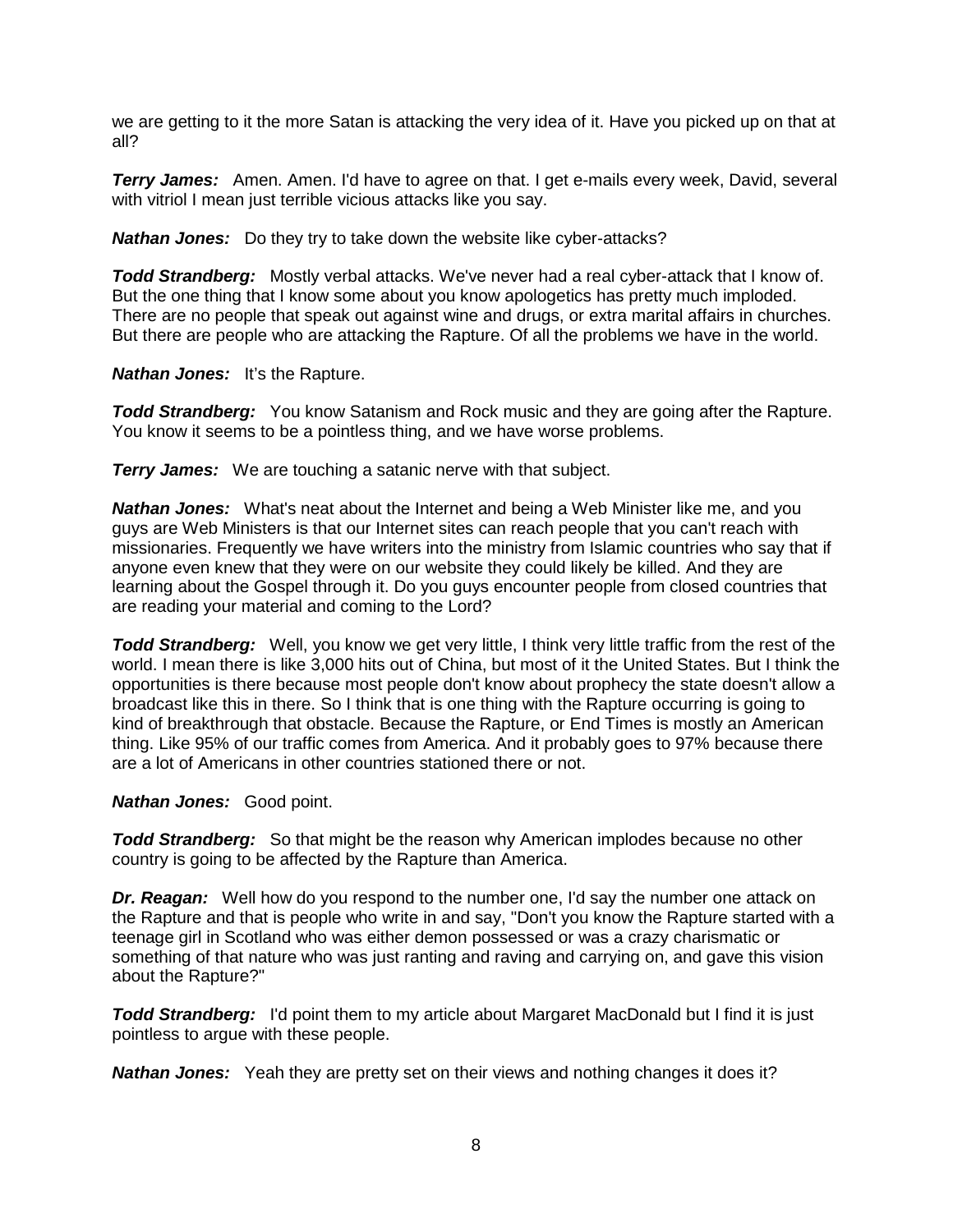we are getting to it the more Satan is attacking the very idea of it. Have you picked up on that at all?

***Terry James:*** Amen. Amen. I'd have to agree on that. I get e-mails every week, David, several with vitriol I mean just terrible vicious attacks like you say.

***Nathan Jones:*** Do they try to take down the website like cyber-attacks?

***Todd Strandberg:*** Mostly verbal attacks. We've never had a real cyber-attack that I know of. But the one thing that I know some about you know apologetics has pretty much imploded. There are no people that speak out against wine and drugs, or extra marital affairs in churches. But there are people who are attacking the Rapture. Of all the problems we have in the world.

***Nathan Jones:*** It's the Rapture.

***Todd Strandberg:*** You know Satanism and Rock music and they are going after the Rapture. You know it seems to be a pointless thing, and we have worse problems.

***Terry James:*** We are touching a satanic nerve with that subject.

***Nathan Jones:*** What's neat about the Internet and being a Web Minister like me, and you guys are Web Ministers is that our Internet sites can reach people that you can't reach with missionaries. Frequently we have writers into the ministry from Islamic countries who say that if anyone even knew that they were on our website they could likely be killed. And they are learning about the Gospel through it. Do you guys encounter people from closed countries that are reading your material and coming to the Lord?

***Todd Strandberg:*** Well, you know we get very little, I think very little traffic from the rest of the world. I mean there is like 3,000 hits out of China, but most of it the United States. But I think the opportunities is there because most people don't know about prophecy the state doesn't allow a broadcast like this in there. So I think that is one thing with the Rapture occurring is going to kind of breakthrough that obstacle. Because the Rapture, or End Times is mostly an American thing. Like 95% of our traffic comes from America. And it probably goes to 97% because there are a lot of Americans in other countries stationed there or not.

***Nathan Jones:*** Good point.

***Todd Strandberg:*** So that might be the reason why American implodes because no other country is going to be affected by the Rapture than America.

***Dr. Reagan:*** Well how do you respond to the number one, I'd say the number one attack on the Rapture and that is people who write in and say, "Don't you know the Rapture started with a teenage girl in Scotland who was either demon possessed or was a crazy charismatic or something of that nature who was just ranting and raving and carrying on, and gave this vision about the Rapture?"

***Todd Strandberg:*** I'd point them to my article about Margaret MacDonald but I find it is just pointless to argue with these people.

***Nathan Jones:*** Yeah they are pretty set on their views and nothing changes it does it?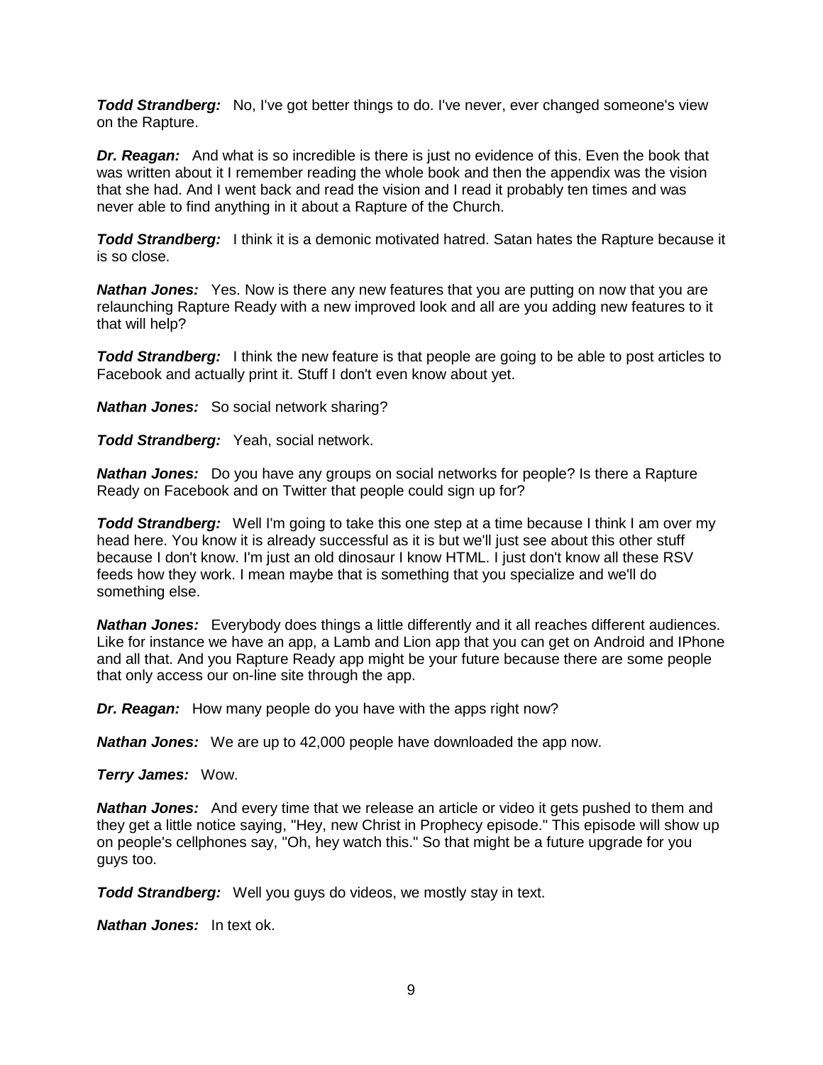***Todd Strandberg:*** No, I've got better things to do. I've never, ever changed someone's view on the Rapture.

***Dr. Reagan:*** And what is so incredible is there is just no evidence of this. Even the book that was written about it I remember reading the whole book and then the appendix was the vision that she had. And I went back and read the vision and I read it probably ten times and was never able to find anything in it about a Rapture of the Church.

***Todd Strandberg:*** I think it is a demonic motivated hatred. Satan hates the Rapture because it is so close.

***Nathan Jones:*** Yes. Now is there any new features that you are putting on now that you are relaunching Rapture Ready with a new improved look and all are you adding new features to it that will help?

***Todd Strandberg:*** I think the new feature is that people are going to be able to post articles to Facebook and actually print it. Stuff I don't even know about yet.

***Nathan Jones:*** So social network sharing?

***Todd Strandberg:*** Yeah, social network.

***Nathan Jones:*** Do you have any groups on social networks for people? Is there a Rapture Ready on Facebook and on Twitter that people could sign up for?

***Todd Strandberg:*** Well I'm going to take this one step at a time because I think I am over my head here. You know it is already successful as it is but we'll just see about this other stuff because I don't know. I'm just an old dinosaur I know HTML. I just don't know all these RSV feeds how they work. I mean maybe that is something that you specialize and we'll do something else.

***Nathan Jones:*** Everybody does things a little differently and it all reaches different audiences. Like for instance we have an app, a Lamb and Lion app that you can get on Android and IPhone and all that. And you Rapture Ready app might be your future because there are some people that only access our on-line site through the app.

***Dr. Reagan:*** How many people do you have with the apps right now?

***Nathan Jones:*** We are up to 42,000 people have downloaded the app now.

***Terry James:*** Wow.

***Nathan Jones:*** And every time that we release an article or video it gets pushed to them and they get a little notice saying, "Hey, new Christ in Prophecy episode." This episode will show up on people's cellphones say, "Oh, hey watch this." So that might be a future upgrade for you guys too.

***Todd Strandberg:*** Well you guys do videos, we mostly stay in text.

***Nathan Jones:*** In text ok.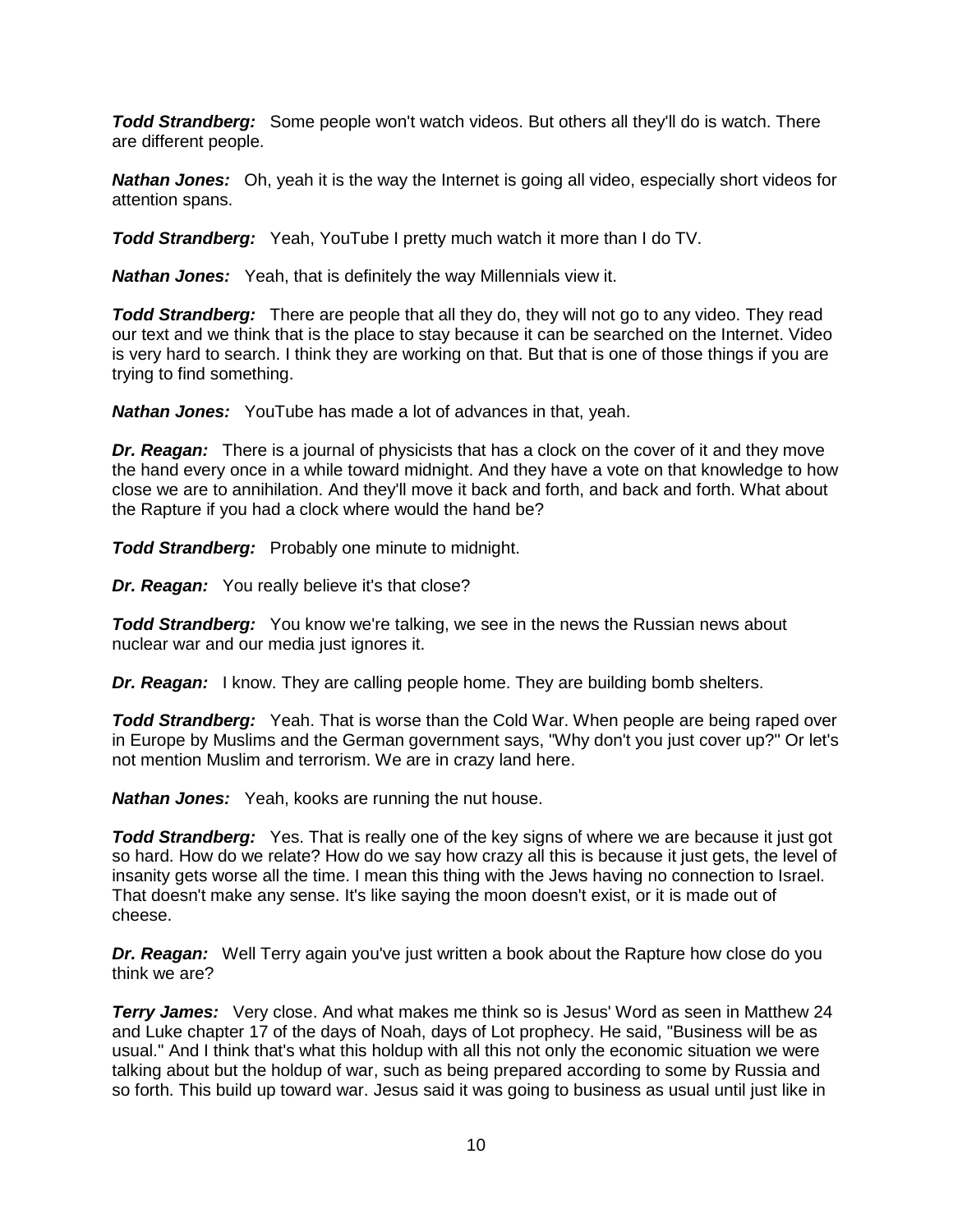***Todd Strandberg:*** Some people won't watch videos. But others all they'll do is watch. There are different people.

***Nathan Jones:*** Oh, yeah it is the way the Internet is going all video, especially short videos for attention spans.

***Todd Strandberg:*** Yeah, YouTube I pretty much watch it more than I do TV.

***Nathan Jones:*** Yeah, that is definitely the way Millennials view it.

***Todd Strandberg:*** There are people that all they do, they will not go to any video. They read our text and we think that is the place to stay because it can be searched on the Internet. Video is very hard to search. I think they are working on that. But that is one of those things if you are trying to find something.

***Nathan Jones:*** YouTube has made a lot of advances in that, yeah.

***Dr. Reagan:*** There is a journal of physicists that has a clock on the cover of it and they move the hand every once in a while toward midnight. And they have a vote on that knowledge to how close we are to annihilation. And they'll move it back and forth, and back and forth. What about the Rapture if you had a clock where would the hand be?

***Todd Strandberg:*** Probably one minute to midnight.

***Dr. Reagan:*** You really believe it's that close?

***Todd Strandberg:*** You know we're talking, we see in the news the Russian news about nuclear war and our media just ignores it.

***Dr. Reagan:*** I know. They are calling people home. They are building bomb shelters.

***Todd Strandberg:*** Yeah. That is worse than the Cold War. When people are being raped over in Europe by Muslims and the German government says, "Why don't you just cover up?" Or let's not mention Muslim and terrorism. We are in crazy land here.

***Nathan Jones:*** Yeah, kooks are running the nut house.

***Todd Strandberg:*** Yes. That is really one of the key signs of where we are because it just got so hard. How do we relate? How do we say how crazy all this is because it just gets, the level of insanity gets worse all the time. I mean this thing with the Jews having no connection to Israel. That doesn't make any sense. It's like saying the moon doesn't exist, or it is made out of cheese.

***Dr. Reagan:*** Well Terry again you've just written a book about the Rapture how close do you think we are?

***Terry James:*** Very close. And what makes me think so is Jesus' Word as seen in Matthew 24 and Luke chapter 17 of the days of Noah, days of Lot prophecy. He said, "Business will be as usual." And I think that's what this holdup with all this not only the economic situation we were talking about but the holdup of war, such as being prepared according to some by Russia and so forth. This build up toward war. Jesus said it was going to business as usual until just like in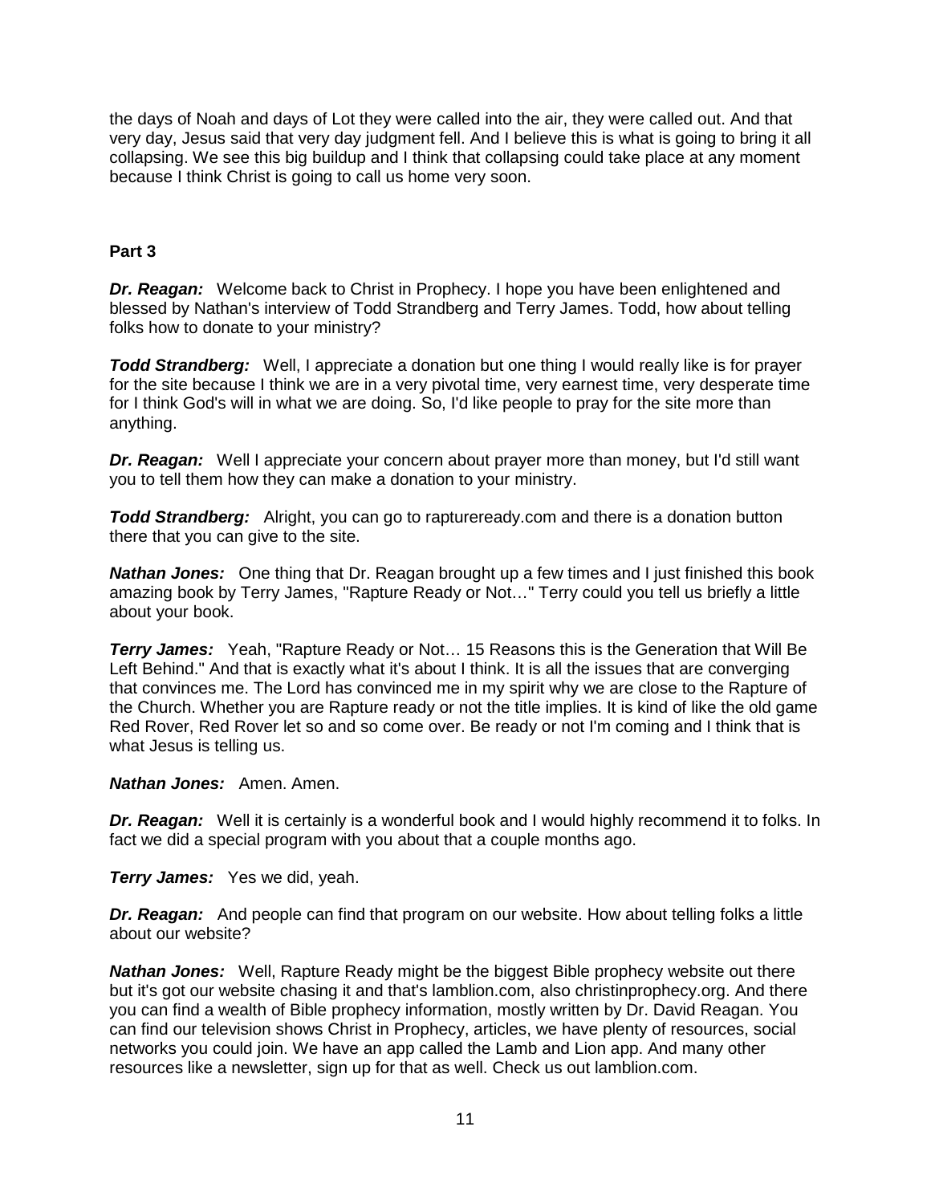the days of Noah and days of Lot they were called into the air, they were called out. And that very day, Jesus said that very day judgment fell. And I believe this is what is going to bring it all collapsing. We see this big buildup and I think that collapsing could take place at any moment because I think Christ is going to call us home very soon.

**Part 3**

***Dr. Reagan:*** Welcome back to Christ in Prophecy. I hope you have been enlightened and blessed by Nathan's interview of Todd Strandberg and Terry James. Todd, how about telling folks how to donate to your ministry?

***Todd Strandberg:*** Well, I appreciate a donation but one thing I would really like is for prayer for the site because I think we are in a very pivotal time, very earnest time, very desperate time for I think God's will in what we are doing. So, I'd like people to pray for the site more than anything.

***Dr. Reagan:*** Well I appreciate your concern about prayer more than money, but I'd still want you to tell them how they can make a donation to your ministry.

***Todd Strandberg:*** Alright, you can go to raptureready.com and there is a donation button there that you can give to the site.

***Nathan Jones:*** One thing that Dr. Reagan brought up a few times and I just finished this book amazing book by Terry James, "Rapture Ready or Not…" Terry could you tell us briefly a little about your book.

***Terry James:*** Yeah, "Rapture Ready or Not… 15 Reasons this is the Generation that Will Be Left Behind." And that is exactly what it's about I think. It is all the issues that are converging that convinces me. The Lord has convinced me in my spirit why we are close to the Rapture of the Church. Whether you are Rapture ready or not the title implies. It is kind of like the old game Red Rover, Red Rover let so and so come over. Be ready or not I'm coming and I think that is what Jesus is telling us.

***Nathan Jones:*** Amen. Amen.

***Dr. Reagan:*** Well it is certainly is a wonderful book and I would highly recommend it to folks. In fact we did a special program with you about that a couple months ago.

***Terry James:*** Yes we did, yeah.

***Dr. Reagan:*** And people can find that program on our website. How about telling folks a little about our website?

***Nathan Jones:*** Well, Rapture Ready might be the biggest Bible prophecy website out there but it's got our website chasing it and that's lamblion.com, also christinprophecy.org. And there you can find a wealth of Bible prophecy information, mostly written by Dr. David Reagan. You can find our television shows Christ in Prophecy, articles, we have plenty of resources, social networks you could join. We have an app called the Lamb and Lion app. And many other resources like a newsletter, sign up for that as well. Check us out lamblion.com.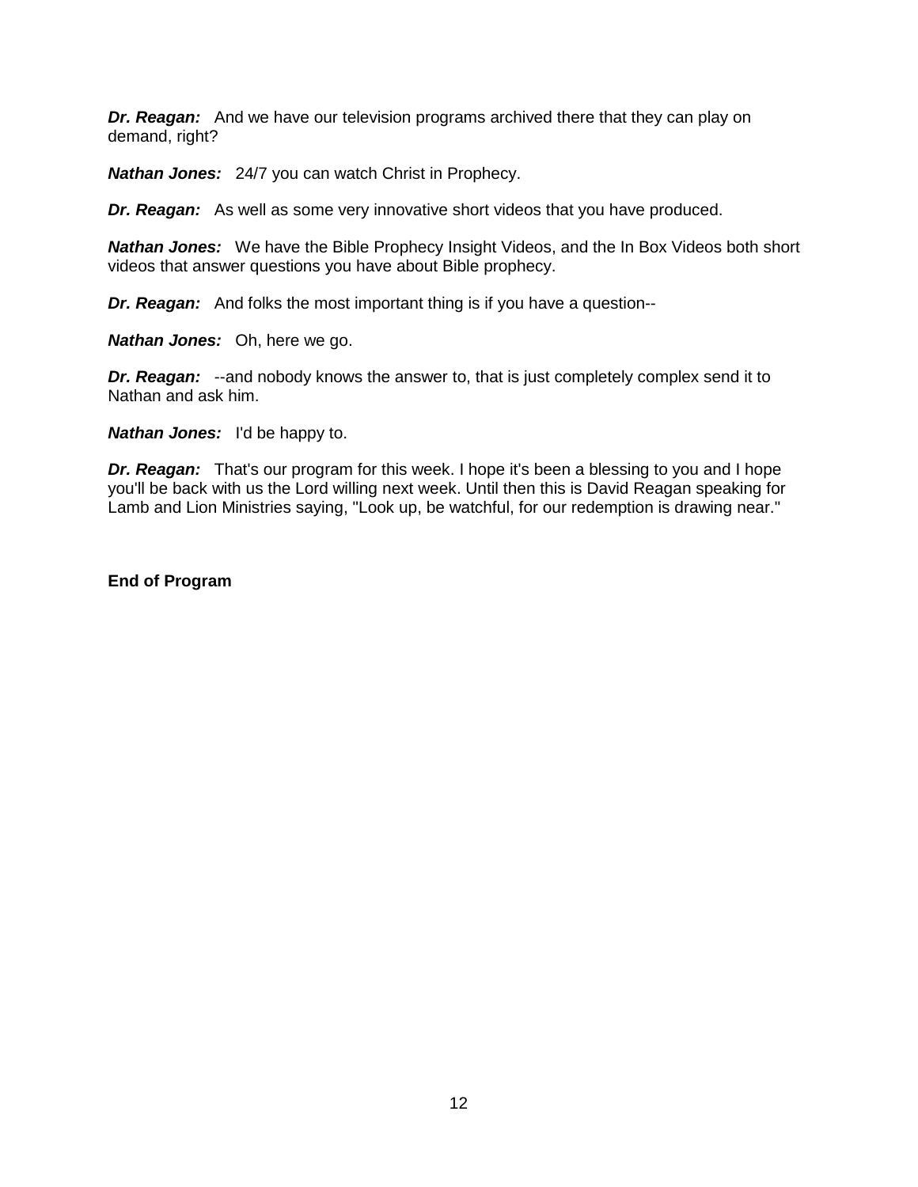***Dr. Reagan:*** And we have our television programs archived there that they can play on demand, right?

***Nathan Jones:*** 24/7 you can watch Christ in Prophecy.

***Dr. Reagan:*** As well as some very innovative short videos that you have produced.

***Nathan Jones:*** We have the Bible Prophecy Insight Videos, and the In Box Videos both short videos that answer questions you have about Bible prophecy.

***Dr. Reagan:*** And folks the most important thing is if you have a question--

***Nathan Jones:*** Oh, here we go.

***Dr. Reagan:*** --and nobody knows the answer to, that is just completely complex send it to Nathan and ask him.

***Nathan Jones:*** I'd be happy to.

***Dr. Reagan:*** That's our program for this week. I hope it's been a blessing to you and I hope you'll be back with us the Lord willing next week. Until then this is David Reagan speaking for Lamb and Lion Ministries saying, "Look up, be watchful, for our redemption is drawing near."

**End of Program**